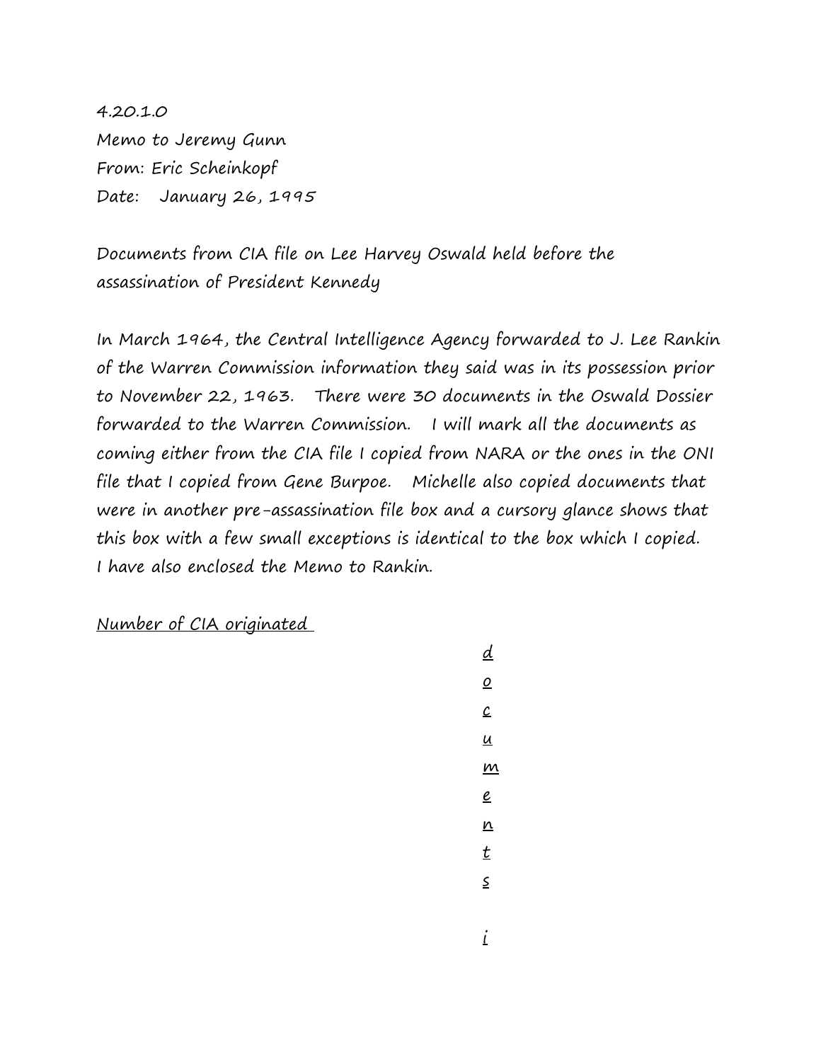4.20.1.0
Memo to Jeremy Gunn
From: Eric Scheinkopf
Date: January 26, 1995

Documents from CIA file on Lee Harvey Oswald held before the assassination of President Kennedy

In March 1964, the Central Intelligence Agency forwarded to J. Lee Rankin of the Warren Commission information they said was in its possession prior to November 22, 1963. There were 30 documents in the Oswald Dossier forwarded to the Warren Commission. I will mark all the documents as coming either from the CIA file I copied from NARA or the ones in the ONI file that I copied from Gene Burpoe. Michelle also copied documents that were in another pre-assassination file box and a cursory glance shows that this box with a few small exceptions is identical to the box which I copied. I have also enclosed the Memo to Rankin.

<u>Number of CIA originated documents i</u>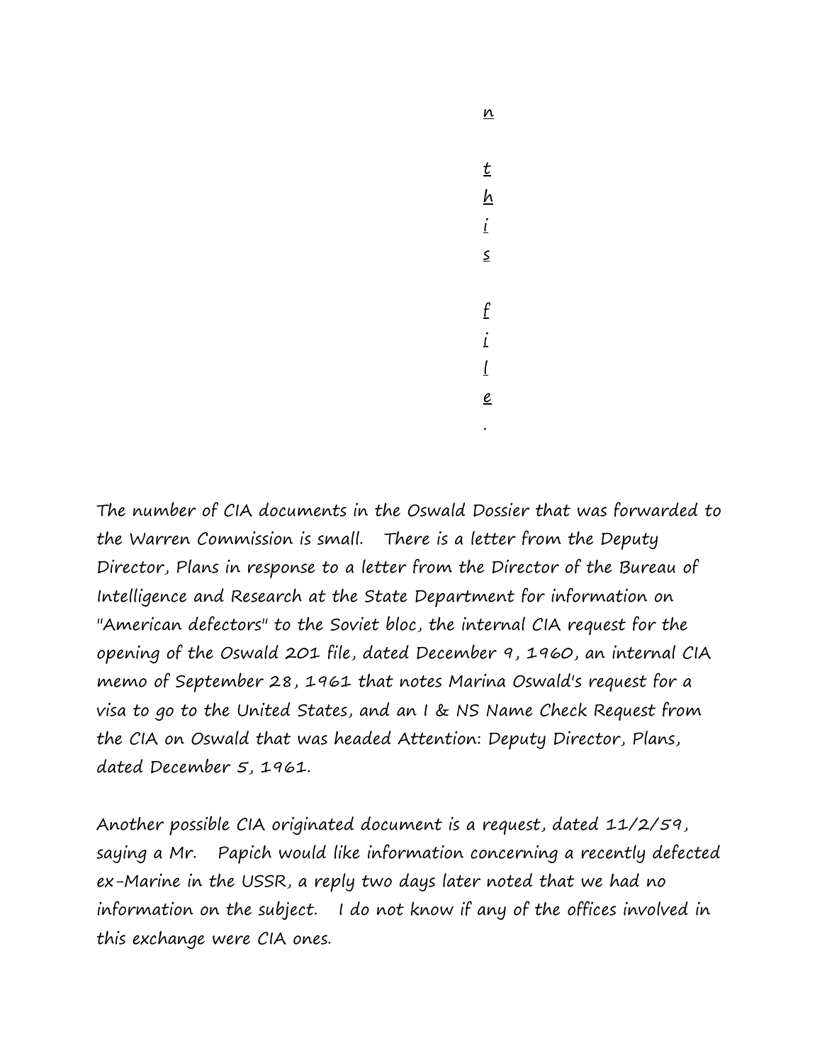n

t
h
i
s

f
i
l
e
.

The number of CIA documents in the Oswald Dossier that was forwarded to the Warren Commission is small. There is a letter from the Deputy Director, Plans in response to a letter from the Director of the Bureau of Intelligence and Research at the State Department for information on "American defectors" to the Soviet bloc, the internal CIA request for the opening of the Oswald 201 file, dated December 9, 1960, an internal CIA memo of September 28, 1961 that notes Marina Oswald's request for a visa to go to the United States, and an I & NS Name Check Request from the CIA on Oswald that was headed Attention: Deputy Director, Plans, dated December 5, 1961.

Another possible CIA originated document is a request, dated 11/2/59, saying a Mr. Papich would like information concerning a recently defected ex-Marine in the USSR, a reply two days later noted that we had no information on the subject. I do not know if any of the offices involved in this exchange were CIA ones.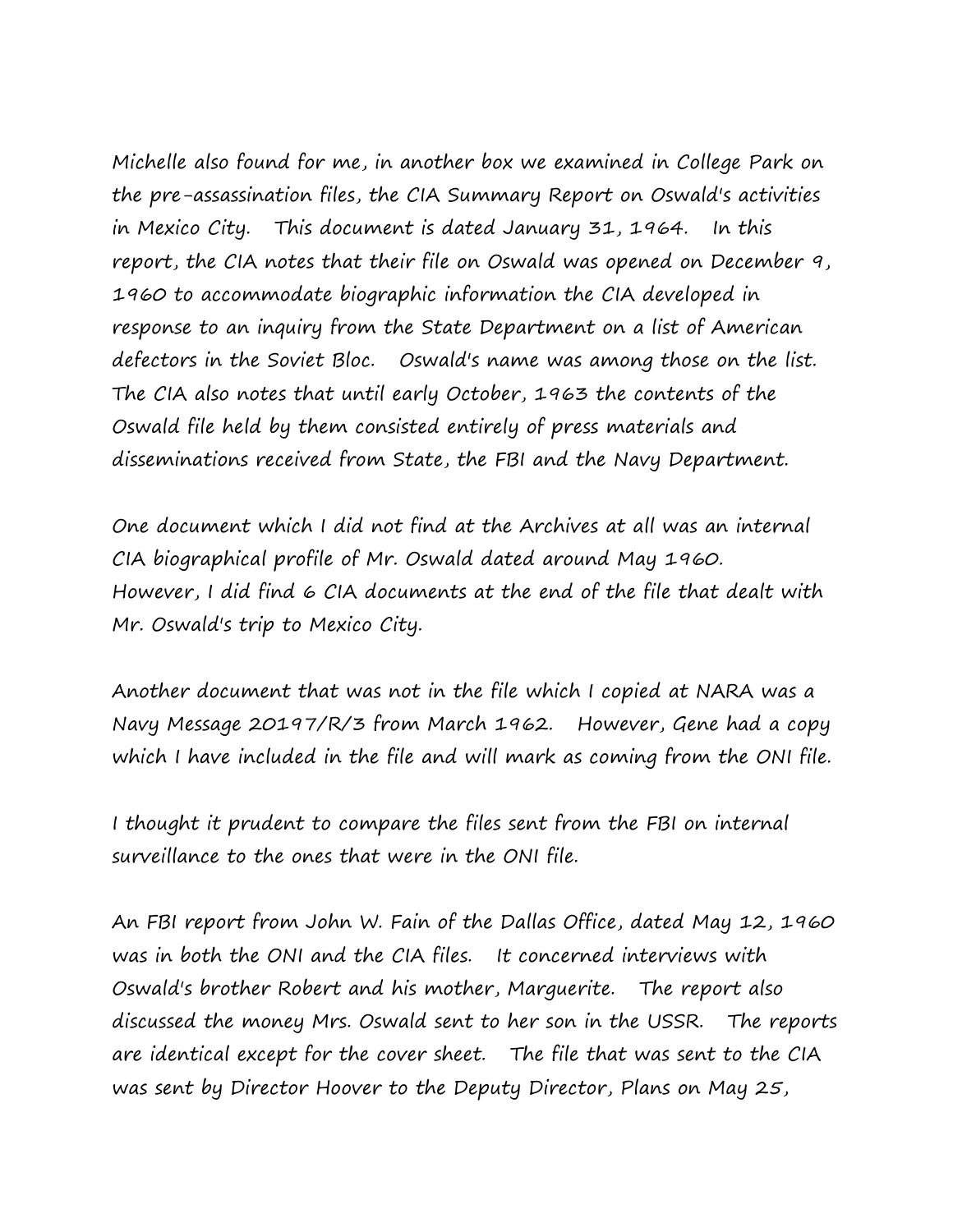Michelle also found for me, in another box we examined in College Park on the pre-assassination files, the CIA Summary Report on Oswald's activities in Mexico City. This document is dated January 31, 1964. In this report, the CIA notes that their file on Oswald was opened on December 9, 1960 to accommodate biographic information the CIA developed in response to an inquiry from the State Department on a list of American defectors in the Soviet Bloc. Oswald's name was among those on the list. The CIA also notes that until early October, 1963 the contents of the Oswald file held by them consisted entirely of press materials and disseminations received from State, the FBI and the Navy Department.

One document which I did not find at the Archives at all was an internal CIA biographical profile of Mr. Oswald dated around May 1960. However, I did find 6 CIA documents at the end of the file that dealt with Mr. Oswald's trip to Mexico City.

Another document that was not in the file which I copied at NARA was a Navy Message 20197/R/3 from March 1962. However, Gene had a copy which I have included in the file and will mark as coming from the ONI file.

I thought it prudent to compare the files sent from the FBI on internal surveillance to the ones that were in the ONI file.

An FBI report from John W. Fain of the Dallas Office, dated May 12, 1960 was in both the ONI and the CIA files. It concerned interviews with Oswald's brother Robert and his mother, Marguerite. The report also discussed the money Mrs. Oswald sent to her son in the USSR. The reports are identical except for the cover sheet. The file that was sent to the CIA was sent by Director Hoover to the Deputy Director, Plans on May 25,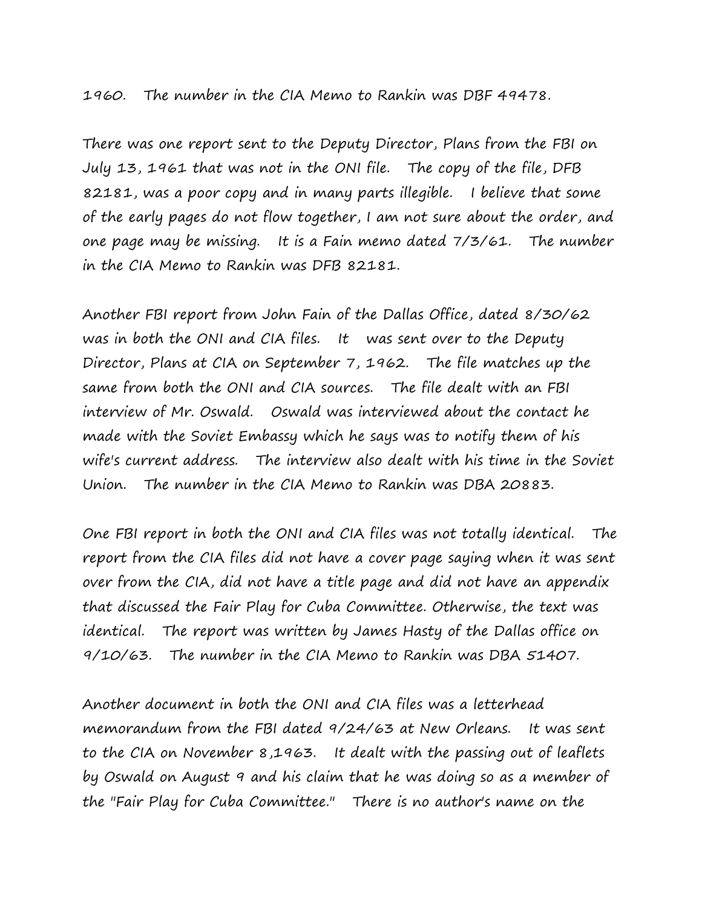1960. The number in the CIA Memo to Rankin was DBF 49478.

There was one report sent to the Deputy Director, Plans from the FBI on July 13, 1961 that was not in the ONI file. The copy of the file, DFB 82181, was a poor copy and in many parts illegible. I believe that some of the early pages do not flow together, I am not sure about the order, and one page may be missing. It is a Fain memo dated 7/3/61. The number in the CIA Memo to Rankin was DFB 82181.

Another FBI report from John Fain of the Dallas Office, dated 8/30/62 was in both the ONI and CIA files. It was sent over to the Deputy Director, Plans at CIA on September 7, 1962. The file matches up the same from both the ONI and CIA sources. The file dealt with an FBI interview of Mr. Oswald. Oswald was interviewed about the contact he made with the Soviet Embassy which he says was to notify them of his wife's current address. The interview also dealt with his time in the Soviet Union. The number in the CIA Memo to Rankin was DBA 20883.

One FBI report in both the ONI and CIA files was not totally identical. The report from the CIA files did not have a cover page saying when it was sent over from the CIA, did not have a title page and did not have an appendix that discussed the Fair Play for Cuba Committee. Otherwise, the text was identical. The report was written by James Hasty of the Dallas office on 9/10/63. The number in the CIA Memo to Rankin was DBA 51407.

Another document in both the ONI and CIA files was a letterhead memorandum from the FBI dated 9/24/63 at New Orleans. It was sent to the CIA on November 8,1963. It dealt with the passing out of leaflets by Oswald on August 9 and his claim that he was doing so as a member of the "Fair Play for Cuba Committee." There is no author's name on the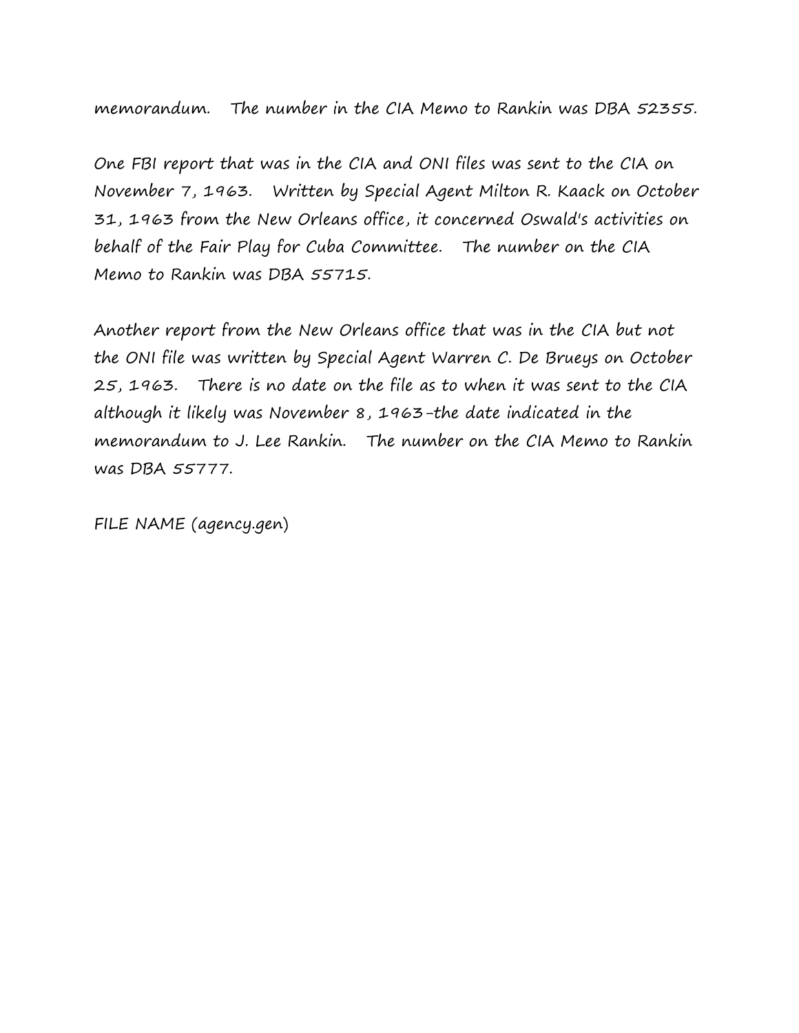memorandum. The number in the CIA Memo to Rankin was DBA 52355.

One FBI report that was in the CIA and ONI files was sent to the CIA on November 7, 1963. Written by Special Agent Milton R. Kaack on October 31, 1963 from the New Orleans office, it concerned Oswald's activities on behalf of the Fair Play for Cuba Committee. The number on the CIA Memo to Rankin was DBA 55715.

Another report from the New Orleans office that was in the CIA but not the ONI file was written by Special Agent Warren C. De Brueys on October 25, 1963. There is no date on the file as to when it was sent to the CIA although it likely was November 8, 1963-the date indicated in the memorandum to J. Lee Rankin. The number on the CIA Memo to Rankin was DBA 55777.

FILE NAME (agency.gen)